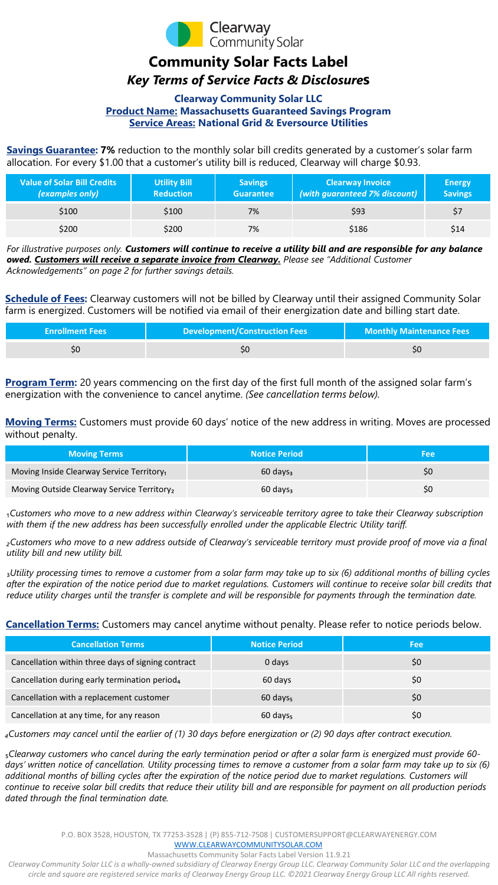Clearway Community Solar

# Community Solar Facts Label

## *Key Terms of Service Facts & Disclosures*

**Clearway Community Solar LLC**
**Product Name: Massachusetts Guaranteed Savings Program**
**Service Areas: National Grid & Eversource Utilities**

**Savings Guarantee: 7%** reduction to the monthly solar bill credits generated by a customer's solar farm allocation. For every $1.00 that a customer's utility bill is reduced, Clearway will charge $0.93.

| Value of Solar Bill Credits *(examples only)* | Utility Bill Reduction | Savings Guarantee | Clearway Invoice *(with guaranteed 7% discount)* | Energy Savings |
|---|---|---|---|---|
| $100 | $100 | 7% | $93 | $7 |
| $200 | $200 | 7% | $186 | $14 |

*For illustrative purposes only.* ***Customers will continue to receive a utility bill and are responsible for any balance owed. Customers will receive a separate invoice from Clearway.*** *Please see "Additional Customer Acknowledgements" on page 2 for further savings details.*

**Schedule of Fees:** Clearway customers will not be billed by Clearway until their assigned Community Solar farm is energized. Customers will be notified via email of their energization date and billing start date.

| Enrollment Fees | Development/Construction Fees | Monthly Maintenance Fees |
|---|---|---|
| $0 | $0 | $0 |

**Program Term:** 20 years commencing on the first day of the first full month of the assigned solar farm's energization with the convenience to cancel anytime. *(See cancellation terms below).*

**Moving Terms:** Customers must provide 60 days' notice of the new address in writing. Moves are processed without penalty.

| Moving Terms | Notice Period | Fee |
|---|---|---|
| Moving Inside Clearway Service Territory[1] | 60 days[3] | $0 |
| Moving Outside Clearway Service Territory[2] | 60 days[3] | $0 |

[1] *Customers who move to a new address within Clearway's serviceable territory agree to take their Clearway subscription with them if the new address has been successfully enrolled under the applicable Electric Utility tariff.*

[2] *Customers who move to a new address outside of Clearway's serviceable territory must provide proof of move via a final utility bill and new utility bill.*

[3] *Utility processing times to remove a customer from a solar farm may take up to six (6) additional months of billing cycles after the expiration of the notice period due to market regulations. Customers will continue to receive solar bill credits that reduce utility charges until the transfer is complete and will be responsible for payments through the termination date.*

**Cancellation Terms:** Customers may cancel anytime without penalty. Please refer to notice periods below.

| Cancellation Terms | Notice Period | Fee |
|---|---|---|
| Cancellation within three days of signing contract | 0 days | $0 |
| Cancellation during early termination period[4] | 60 days | $0 |
| Cancellation with a replacement customer | 60 days[5] | $0 |
| Cancellation at any time, for any reason | 60 days[5] | $0 |

[4] *Customers may cancel until the earlier of (1) 30 days before energization or (2) 90 days after contract execution.*

[5] *Clearway customers who cancel during the early termination period or after a solar farm is energized must provide 60-days' written notice of cancellation. Utility processing times to remove a customer from a solar farm may take up to six (6) additional months of billing cycles after the expiration of the notice period due to market regulations. Customers will continue to receive solar bill credits that reduce their utility bill and are responsible for payment on all production periods dated through the final termination date.*

P.O. BOX 3528, HOUSTON, TX 77253-3528 | (P) 855-712-7508 | CUSTOMERSUPPORT@CLEARWAYENERGY.COM
WWW.CLEARWAYCOMMUNITYSOLAR.COM
Massachusetts Community Solar Facts Label Version 11.9.21
*Clearway Community Solar LLC is a wholly-owned subsidiary of Clearway Energy Group LLC. Clearway Community Solar LLC and the overlapping circle and square are registered service marks of Clearway Energy Group LLC. ©2021 Clearway Energy Group LLC All rights reserved.*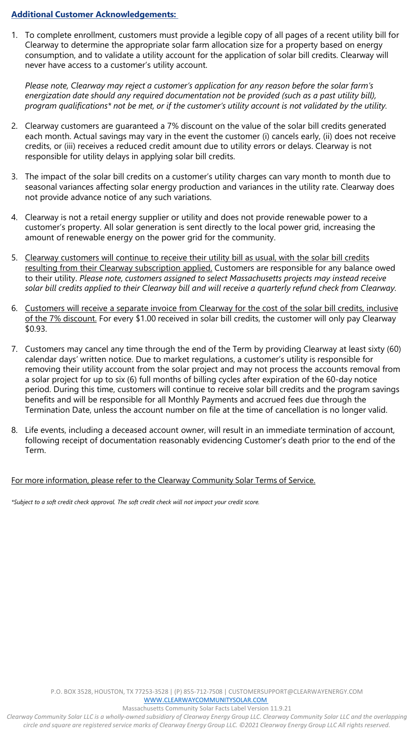**Additional Customer Acknowledgements:**

1. To complete enrollment, customers must provide a legible copy of all pages of a recent utility bill for Clearway to determine the appropriate solar farm allocation size for a property based on energy consumption, and to validate a utility account for the application of solar bill credits. Clearway will never have access to a customer's utility account.

   *Please note, Clearway may reject a customer's application for any reason before the solar farm's energization date should any required documentation not be provided (such as a past utility bill), program qualifications* not be met, or if the customer's utility account is not validated by the utility.*

2. Clearway customers are guaranteed a 7% discount on the value of the solar bill credits generated each month. Actual savings may vary in the event the customer (i) cancels early, (ii) does not receive credits, or (iii) receives a reduced credit amount due to utility errors or delays. Clearway is not responsible for utility delays in applying solar bill credits.

3. The impact of the solar bill credits on a customer's utility charges can vary month to month due to seasonal variances affecting solar energy production and variances in the utility rate. Clearway does not provide advance notice of any such variations.

4. Clearway is not a retail energy supplier or utility and does not provide renewable power to a customer's property. All solar generation is sent directly to the local power grid, increasing the amount of renewable energy on the power grid for the community.

5. <u>Clearway customers will continue to receive their utility bill as usual, with the solar bill credits resulting from their Clearway subscription applied.</u> Customers are responsible for any balance owed to their utility. *Please note, customers assigned to select Massachusetts projects may instead receive solar bill credits applied to their Clearway bill and will receive a quarterly refund check from Clearway.*

6. <u>Customers will receive a separate invoice from Clearway for the cost of the solar bill credits, inclusive of the 7% discount.</u> For every $1.00 received in solar bill credits, the customer will only pay Clearway $0.93.

7. Customers may cancel any time through the end of the Term by providing Clearway at least sixty (60) calendar days' written notice. Due to market regulations, a customer's utility is responsible for removing their utility account from the solar project and may not process the accounts removal from a solar project for up to six (6) full months of billing cycles after expiration of the 60-day notice period. During this time, customers will continue to receive solar bill credits and the program savings benefits and will be responsible for all Monthly Payments and accrued fees due through the Termination Date, unless the account number on file at the time of cancellation is no longer valid.

8. Life events, including a deceased account owner, will result in an immediate termination of account, following receipt of documentation reasonably evidencing Customer's death prior to the end of the Term.

<u>For more information, please refer to the Clearway Community Solar Terms of Service.</u>

**Subject to a soft credit check approval. The soft credit check will not impact your credit score.*

P.O. BOX 3528, HOUSTON, TX 77253-3528 | (P) 855-712-7508 | CUSTOMERSUPPORT@CLEARWAYENERGY.COM
WWW.CLEARWAYCOMMUNITYSOLAR.COM
Massachusetts Community Solar Facts Label Version 11.9.21

*Clearway Community Solar LLC is a wholly-owned subsidiary of Clearway Energy Group LLC. Clearway Community Solar LLC and the overlapping circle and square are registered service marks of Clearway Energy Group LLC. ©2021 Clearway Energy Group LLC All rights reserved.*